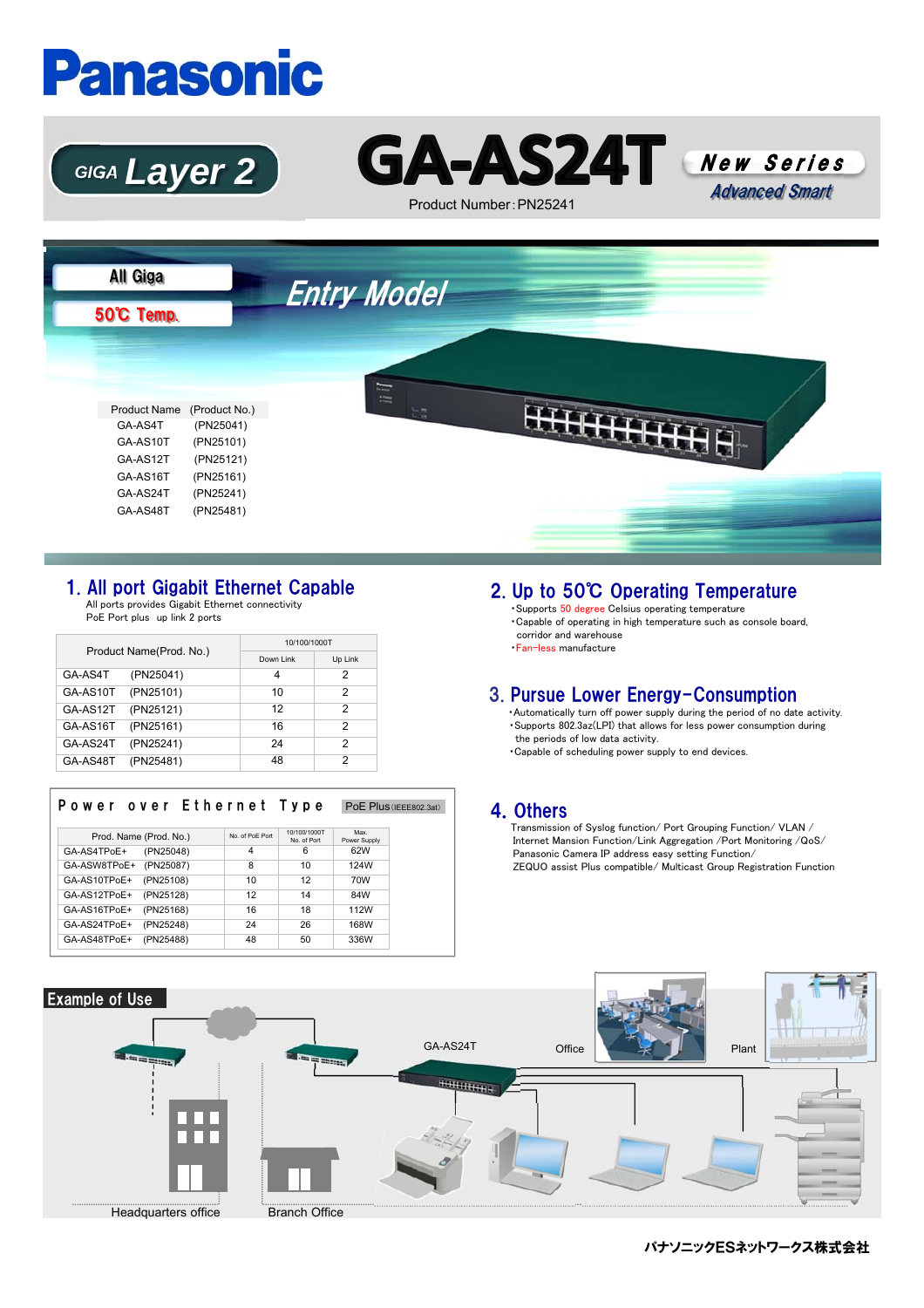# Panasonic

GIGA Layer 2

# GA-AS24T

New Series
Advanced Smart

Product Number : PN25241

All Giga

50℃ Temp.

Entry Model

| Product Name | (Product No.) |
|---|---|
| GA-AS4T | (PN25041) |
| GA-AS10T | (PN25101) |
| GA-AS12T | (PN25121) |
| GA-AS16T | (PN25161) |
| GA-AS24T | (PN25241) |
| GA-AS48T | (PN25481) |

## 1. All port Gigabit Ethernet Capable

All ports provides Gigabit Ethernet connectivity
PoE Port plus up link 2 ports

| Product Name(Prod. No.) | 10/100/1000T | |
|---|---|---|
| | Down Link | Up Link |
| GA-AS4T (PN25041) | 4 | 2 |
| GA-AS10T (PN25101) | 10 | 2 |
| GA-AS12T (PN25121) | 12 | 2 |
| GA-AS16T (PN25161) | 16 | 2 |
| GA-AS24T (PN25241) | 24 | 2 |
| GA-AS48T (PN25481) | 48 | 2 |

### Power over Ethernet Type

PoE Plus (IEEE802.3at)

| Prod. Name (Prod. No.) | No. of PoE Port | 10/100/1000T No. of Port | Max. Power Supply |
|---|---|---|---|
| GA-AS4TPoE+ (PN25048) | 4 | 6 | 62W |
| GA-ASW8TPoE+ (PN25087) | 8 | 10 | 124W |
| GA-AS10TPoE+ (PN25108) | 10 | 12 | 70W |
| GA-AS12TPoE+ (PN25128) | 12 | 14 | 84W |
| GA-AS16TPoE+ (PN25168) | 16 | 18 | 112W |
| GA-AS24TPoE+ (PN25248) | 24 | 26 | 168W |
| GA-AS48TPoE+ (PN25488) | 48 | 50 | 336W |

## 2. Up to 50℃ Operating Temperature

- Supports 50 degree Celsius operating temperature
- Capable of operating in high temperature such as console board, corridor and warehouse
- Fan-less manufacture

## 3. Pursue Lower Energy-Consumption

- Automatically turn off power supply during the period of no date activity.
- Supports 802.3az(LPI) that allows for less power consumption during the periods of low data activity.
- Capable of scheduling power supply to end devices.

## 4. Others

Transmission of Syslog function/ Port Grouping Function/ VLAN /
Internet Mansion Function/Link Aggregation /Port Monitoring /QoS/
Panasonic Camera IP address easy setting Function/
ZEQUO assist Plus compatible/ Multicast Group Registration Function

## Example of Use

GA-AS24T
Office
Plant
Headquarters office
Branch Office

パナソニックESネットワークス株式会社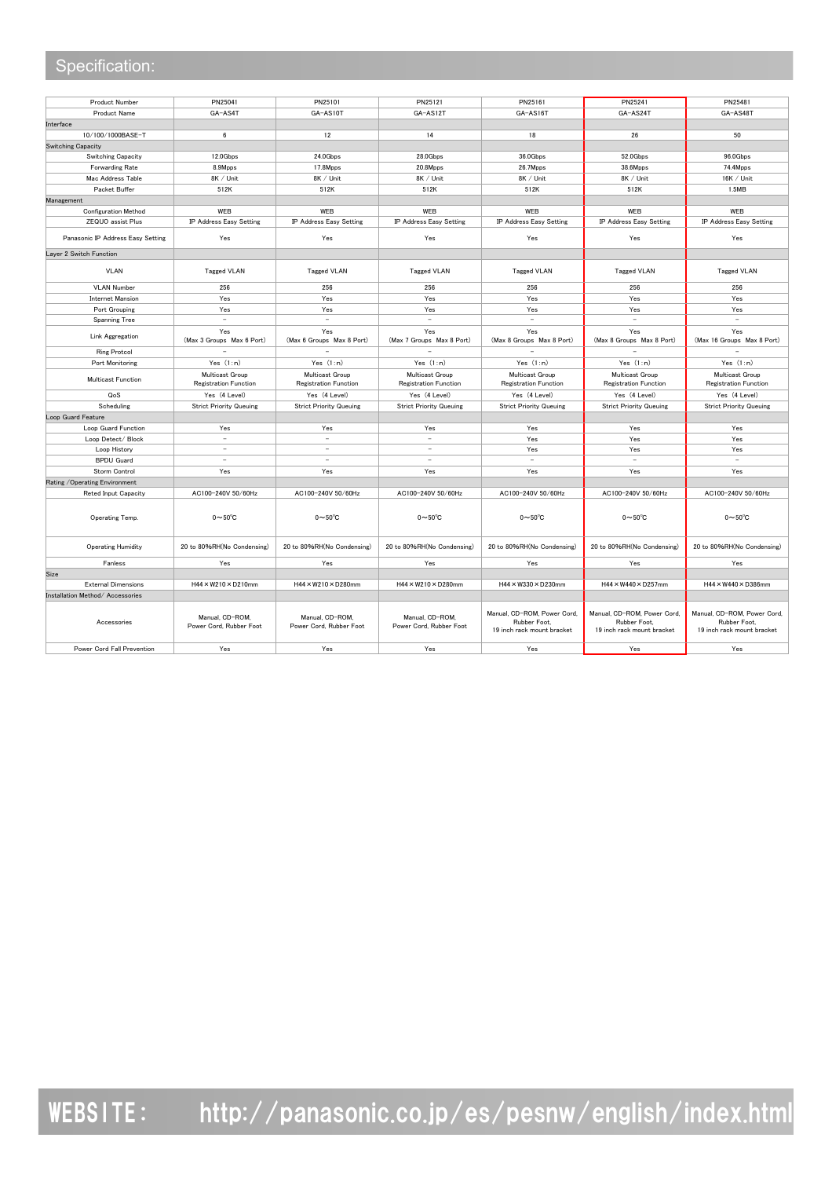## Specification:

| Product Number | PN25041 | PN25101 | PN25121 | PN25161 | PN25241 | PN25481 |
|---|---|---|---|---|---|---|
| Product Name | GA-AS4T | GA-AS10T | GA-AS12T | GA-AS16T | GA-AS24T | GA-AS48T |
| Interface | | | | | | |
| 10/100/1000BASE-T | 6 | 12 | 14 | 18 | 26 | 50 |
| Switching Capacity | | | | | | |
| Switching Capacity | 12.0Gbps | 24.0Gbps | 28.0Gbps | 36.0Gbps | 52.0Gbps | 96.0Gbps |
| Forwarding Rate | 8.9Mpps | 17.8Mpps | 20.8Mpps | 26.7Mpps | 38.6Mpps | 74.4Mpps |
| Mac Address Table | 8K / Unit | 8K / Unit | 8K / Unit | 8K / Unit | 8K / Unit | 16K / Unit |
| Packet Buffer | 512K | 512K | 512K | 512K | 512K | 1.5MB |
| Management | | | | | | |
| Configuration Method | WEB | WEB | WEB | WEB | WEB | WEB |
| ZEQUO assist Plus | IP Address Easy Setting | IP Address Easy Setting | IP Address Easy Setting | IP Address Easy Setting | IP Address Easy Setting | IP Address Easy Setting |
| Panasonic IP Address Easy Setting | Yes | Yes | Yes | Yes | Yes | Yes |
| Layer 2 Switch Function | | | | | | |
| VLAN | Tagged VLAN | Tagged VLAN | Tagged VLAN | Tagged VLAN | Tagged VLAN | Tagged VLAN |
| VLAN Number | 256 | 256 | 256 | 256 | 256 | 256 |
| Internet Mansion | Yes | Yes | Yes | Yes | Yes | Yes |
| Port Grouping | Yes | Yes | Yes | Yes | Yes | Yes |
| Spanning Tree | – | – | – | – | – | – |
| Link Aggregation | Yes (Max 3 Groups Max 6 Port) | Yes (Max 6 Groups Max 8 Port) | Yes (Max 7 Groups Max 8 Port) | Yes (Max 8 Groups Max 8 Port) | Yes (Max 8 Groups Max 8 Port) | Yes (Max 16 Groups Max 8 Port) |
| Ring Protcol | – | – | – | – | – | – |
| Port Monitoring | Yes (1:n) | Yes (1:n) | Yes (1:n) | Yes (1:n) | Yes (1:n) | Yes (1:n) |
| Multicast Function | Multicast Group Registration Function | Multicast Group Registration Function | Multicast Group Registration Function | Multicast Group Registration Function | Multicast Group Registration Function | Multicast Group Registration Function |
| QoS | Yes (4 Level) | Yes (4 Level) | Yes (4 Level) | Yes (4 Level) | Yes (4 Level) | Yes (4 Level) |
| Scheduling | Strict Priority Queuing | Strict Priority Queuing | Strict Priority Queuing | Strict Priority Queuing | Strict Priority Queuing | Strict Priority Queuing |
| Loop Guard Feature | | | | | | |
| Loop Guard Function | Yes | Yes | Yes | Yes | Yes | Yes |
| Loop Detect/ Block | – | – | – | Yes | Yes | Yes |
| Loop History | – | – | – | Yes | Yes | Yes |
| BPDU Guard | – | – | – | – | – | – |
| Storm Control | Yes | Yes | Yes | Yes | Yes | Yes |
| Rating /Operating Environment | | | | | | |
| Reted Input Capacity | AC100-240V 50/60Hz | AC100-240V 50/60Hz | AC100-240V 50/60Hz | AC100-240V 50/60Hz | AC100-240V 50/60Hz | AC100-240V 50/60Hz |
| Operating Temp. | 0～50℃ | 0～50℃ | 0～50℃ | 0～50℃ | 0～50℃ | 0～50℃ |
| Operating Humidity | 20 to 80%RH(No Condensing) | 20 to 80%RH(No Condensing) | 20 to 80%RH(No Condensing) | 20 to 80%RH(No Condensing) | 20 to 80%RH(No Condensing) | 20 to 80%RH(No Condensing) |
| Fanless | Yes | Yes | Yes | Yes | Yes | Yes |
| Size | | | | | | |
| External Dimensions | H44×W210×D210mm | H44×W210×D280mm | H44×W210×D280mm | H44×W330×D230mm | H44×W440×D257mm | H44×W440×D386mm |
| Installation Method/ Accessories | | | | | | |
| Accessories | Manual, CD-ROM, Power Cord, Rubber Foot | Manual, CD-ROM, Power Cord, Rubber Foot | Manual, CD-ROM, Power Cord, Rubber Foot | Manual, CD-ROM, Power Cord, Rubber Foot, 19 inch rack mount bracket | Manual, CD-ROM, Power Cord, Rubber Foot, 19 inch rack mount bracket | Manual, CD-ROM, Power Cord, Rubber Foot, 19 inch rack mount bracket |
| Power Cord Fall Prevention | Yes | Yes | Yes | Yes | Yes | Yes |

WEBSITE: http://panasonic.co.jp/es/pesnw/english/index.html